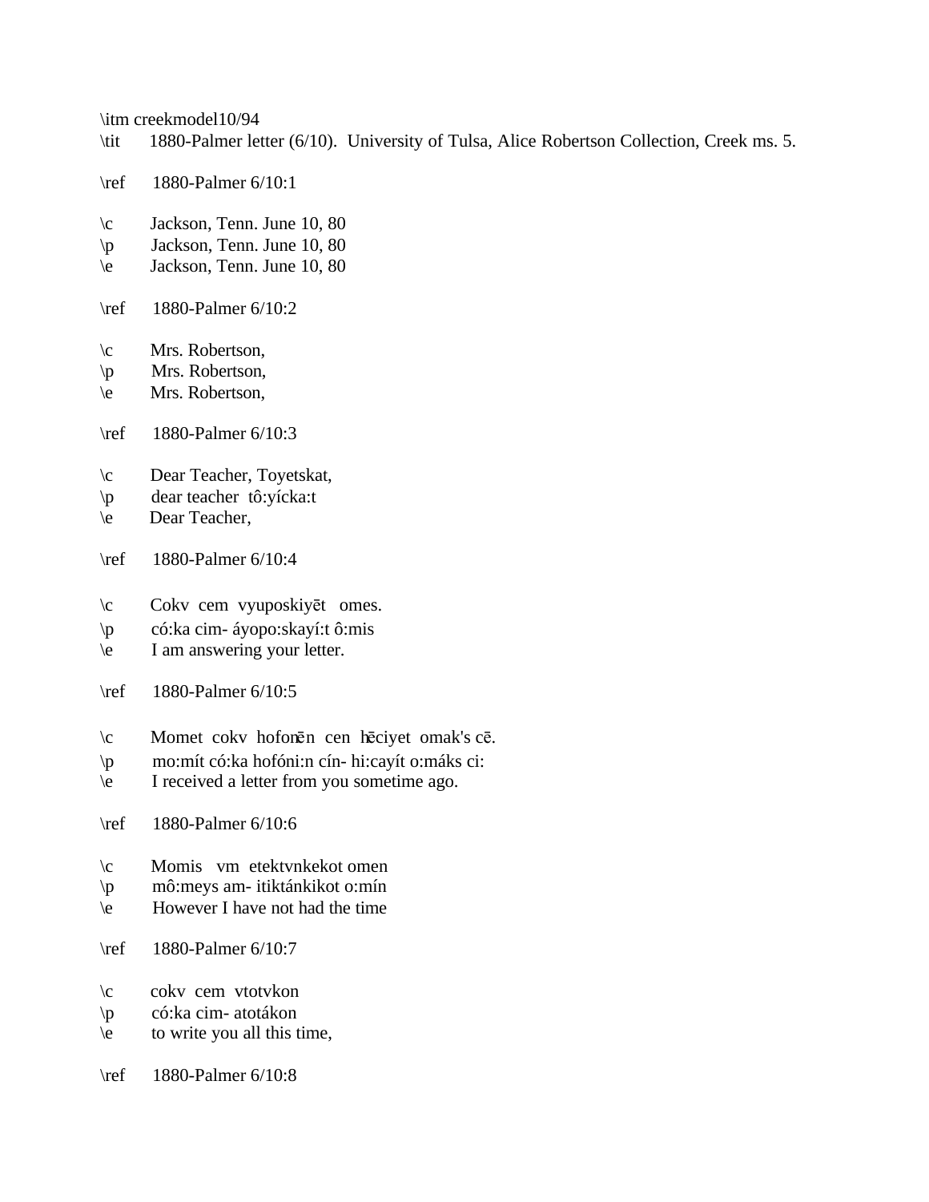\itm creekmodel10/94
\tit 1880-Palmer letter (6/10). University of Tulsa, Alice Robertson Collection, Creek ms. 5.

\ref 1880-Palmer 6/10:1

\c Jackson, Tenn. June 10, 80
\p Jackson, Tenn. June 10, 80
\e Jackson, Tenn. June 10, 80

\ref 1880-Palmer 6/10:2

\c Mrs. Robertson,
\p Mrs. Robertson,
\e Mrs. Robertson,

\ref 1880-Palmer 6/10:3

\c Dear Teacher, Toyetskat,
\p dear teacher tô:yícka:t
\e Dear Teacher,

\ref 1880-Palmer 6/10:4

\c Cokv cem vyuposkiyēt omes.
\p có:ka cim- áyopo:skayí:t ô:mis
\e I am answering your letter.

\ref 1880-Palmer 6/10:5

\c Momet cokv hofonēn cen hēciyet omak's cē.
\p mo:mít có:ka hofóni:n cín- hi:cayít o:máks ci:
\e I received a letter from you sometime ago.

\ref 1880-Palmer 6/10:6

\c Momis vm etektvnkekot omen
\p mô:meys am- itiktánkikot o:mín
\e However I have not had the time

\ref 1880-Palmer 6/10:7

\c cokv cem vtotvkon
\p có:ka cim- atotákon
\e to write you all this time,

\ref 1880-Palmer 6/10:8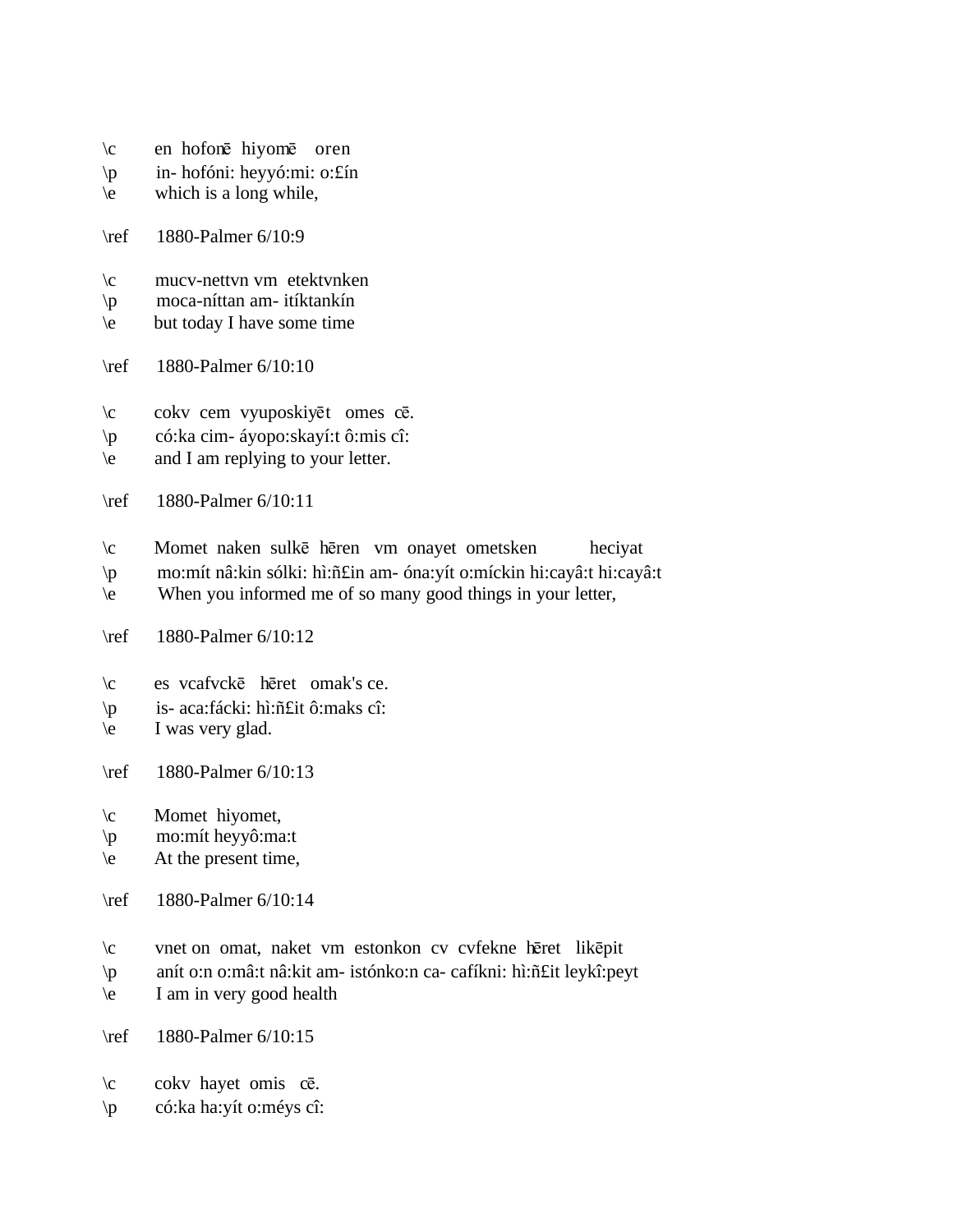\c en hofonē hiyomē oren
\p in- hofóni: heyyó:mi: o:£ín
\e which is a long while,

\ref 1880-Palmer 6/10:9

\c mucv-nettvn vm etektvnken
\p moca-níttan am- itíktankín
\e but today I have some time

\ref 1880-Palmer 6/10:10

\c cokv cem vyuposkiyēt omes cē.
\p có:ka cim- áyopo:skayí:t ô:mis cî:
\e and I am replying to your letter.

\ref 1880-Palmer 6/10:11

\c Momet naken sulkē hēren vm onayet ometsken heciyat
\p mo:mít nâ:kin sólki: hì:ñ£in am- óna:yít o:míckin hi:cayâ:t hi:cayâ:t
\e When you informed me of so many good things in your letter,

\ref 1880-Palmer 6/10:12

\c es vcafvckē hēret omak's ce.
\p is- aca:fácki: hì:ñ£it ô:maks cî:
\e I was very glad.

\ref 1880-Palmer 6/10:13

\c Momet hiyomet,
\p mo:mít heyyô:ma:t
\e At the present time,

\ref 1880-Palmer 6/10:14

\c vnet on omat, naket vm estonkon cv cvfekne hēret likēpit
\p anít o:n o:mâ:t nâ:kit am- istónko:n ca- cafíkni: hì:ñ£it leykî:peyt
\e I am in very good health

\ref 1880-Palmer 6/10:15

\c cokv hayet omis cē.
\p có:ka ha:yít o:méys cî: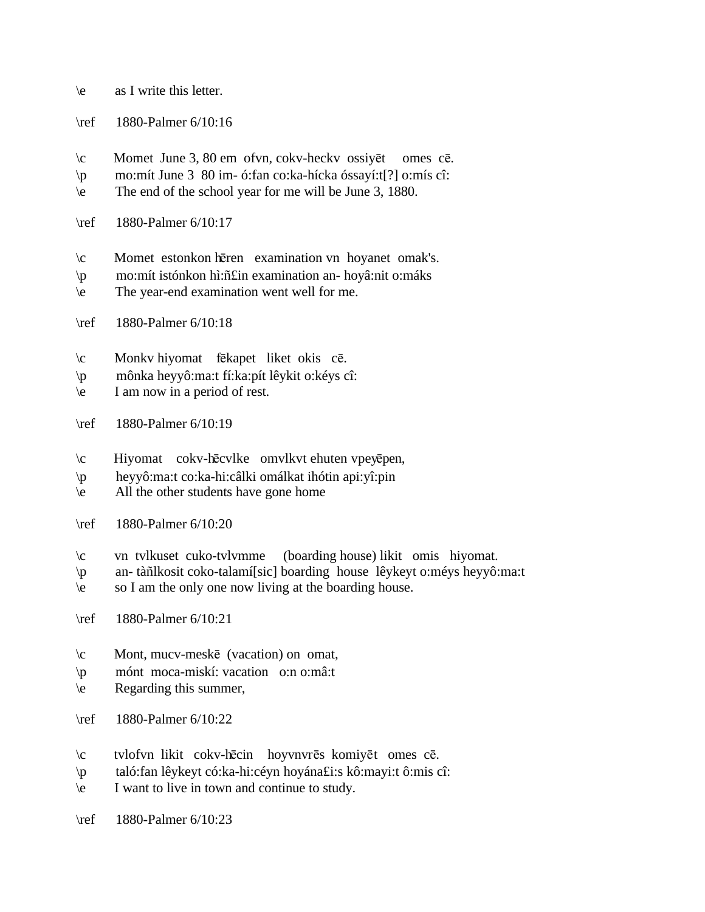\e as I write this letter.

\ref 1880-Palmer 6/10:16

\c Momet June 3, 80 em ofvn, cokv-heckv ossiyēt omes cē.
\p mo:mít June 3 80 im- ó:fan co:ka-hícka óssayí:t[?] o:mís cî:
\e The end of the school year for me will be June 3, 1880.

\ref 1880-Palmer 6/10:17

\c Momet estonkon hēren examination vn hoyanet omak's.
\p mo:mít istónkon hì:ñ£in examination an- hoyâ:nit o:máks
\e The year-end examination went well for me.

\ref 1880-Palmer 6/10:18

\c Monkv hiyomat fēkapet liket okis cē.
\p mônka heyyô:ma:t fí:ka:pít lêykit o:kéys cî:
\e I am now in a period of rest.

\ref 1880-Palmer 6/10:19

\c Hiyomat cokv-hēcvlke omvlkvt ehuten vpeyēpen,
\p heyyô:ma:t co:ka-hi:câlki omálkat ihótin api:yî:pin
\e All the other students have gone home

\ref 1880-Palmer 6/10:20

\c vn tvlkuset cuko-tvlvmme (boarding house) likit omis hiyomat.
\p an- tàñlkosit coko-talamí[sic] boarding house lêykeyt o:méys heyyô:ma:t
\e so I am the only one now living at the boarding house.

\ref 1880-Palmer 6/10:21

\c Mont, mucv-meskē (vacation) on omat,
\p mónt moca-miskí: vacation o:n o:mâ:t
\e Regarding this summer,

\ref 1880-Palmer 6/10:22

\c tvlofvn likit cokv-hēcin hoyvnvrēs komiyēt omes cē.
\p taló:fan lêykeyt có:ka-hi:céyn hoyána£i:s kô:mayi:t ô:mis cî:
\e I want to live in town and continue to study.

\ref 1880-Palmer 6/10:23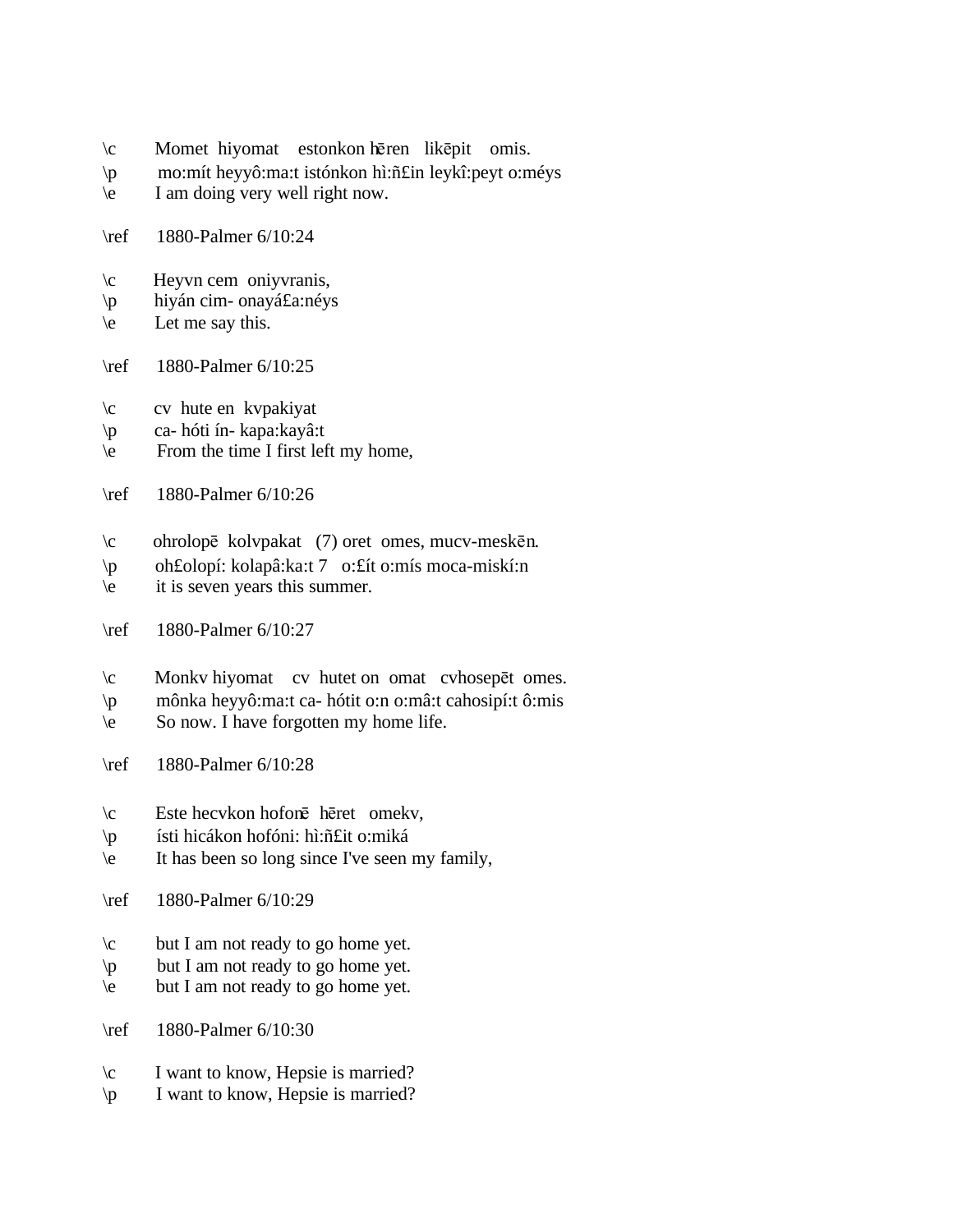\c Momet hiyomat estonkon hēren likēpit omis.
\p mo:mít heyyô:ma:t istónkon hì:ñ£in leykî:peyt o:méys
\e I am doing very well right now.

\ref 1880-Palmer 6/10:24

\c Heyvn cem oniyvranis,
\p hiyán cim- onayá£a:néys
\e Let me say this.

\ref 1880-Palmer 6/10:25

\c cv hute en kvpakiyat
\p ca- hóti ín- kapa:kayâ:t
\e From the time I first left my home,

\ref 1880-Palmer 6/10:26

\c ohrolopē kolvpakat (7) oret omes, mucv-meskēn.
\p oh£olopí: kolapâ:ka:t 7 o:£ít o:mís moca-miskí:n
\e it is seven years this summer.

\ref 1880-Palmer 6/10:27

\c Monkv hiyomat cv hutet on omat cvhosepēt omes.
\p mônka heyyô:ma:t ca- hótit o:n o:mâ:t cahosipí:t ô:mis
\e So now. I have forgotten my home life.

\ref 1880-Palmer 6/10:28

\c Este hecvkon hofonē hēret omekv,
\p ísti hicákon hofóni: hì:ñ£it o:miká
\e It has been so long since I've seen my family,

\ref 1880-Palmer 6/10:29

\c but I am not ready to go home yet.
\p but I am not ready to go home yet.
\e but I am not ready to go home yet.

\ref 1880-Palmer 6/10:30

\c I want to know, Hepsie is married?
\p I want to know, Hepsie is married?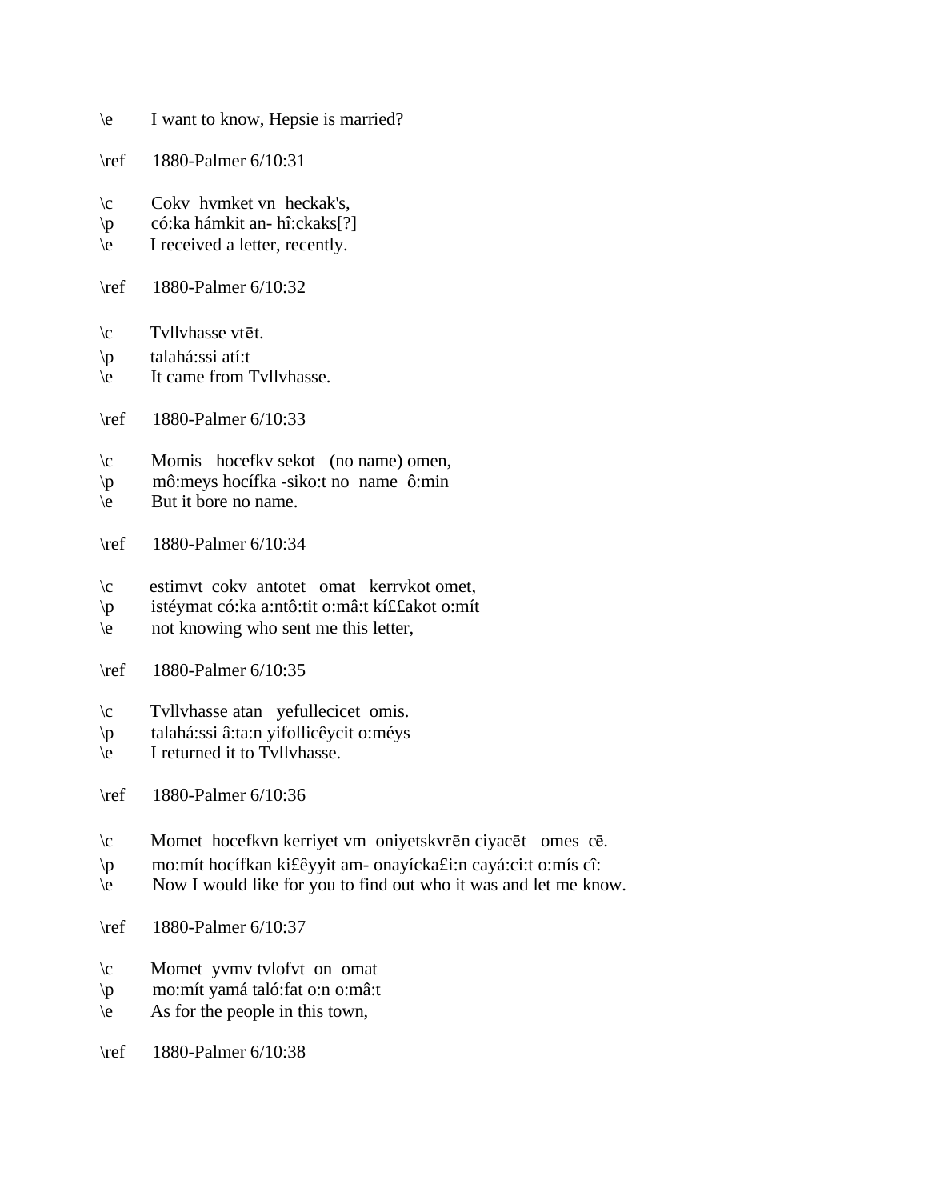\e I want to know, Hepsie is married?

\ref 1880-Palmer 6/10:31

\c Cokv hvmket vn heckak's,
\p có:ka hámkit an- hî:ckaks[?]
\e I received a letter, recently.

\ref 1880-Palmer 6/10:32

\c Tvllvhasse vtēt.
\p talahá:ssi atí:t
\e It came from Tvllvhasse.

\ref 1880-Palmer 6/10:33

\c Momis hocefkv sekot (no name) omen,
\p mô:meys hocífka -siko:t no name ô:min
\e But it bore no name.

\ref 1880-Palmer 6/10:34

\c estimvt cokv antotet omat kerrvkot omet,
\p istéymat có:ka a:ntô:tit o:mâ:t kí££akot o:mít
\e not knowing who sent me this letter,

\ref 1880-Palmer 6/10:35

\c Tvllvhasse atan yefullecicet omis.
\p talahá:ssi â:ta:n yifollicêycit o:méys
\e I returned it to Tvllvhasse.

\ref 1880-Palmer 6/10:36

\c Momet hocefkvn kerriyet vm oniyetskvrēn ciyacēt omes cē.
\p mo:mít hocífkan ki££êyyit am- onayícka£i:n cayá:ci:t o:mís cî:
\e Now I would like for you to find out who it was and let me know.

\ref 1880-Palmer 6/10:37

\c Momet yvmv tvlofvt on omat
\p mo:mít yamá taló:fat o:n o:mâ:t
\e As for the people in this town,

\ref 1880-Palmer 6/10:38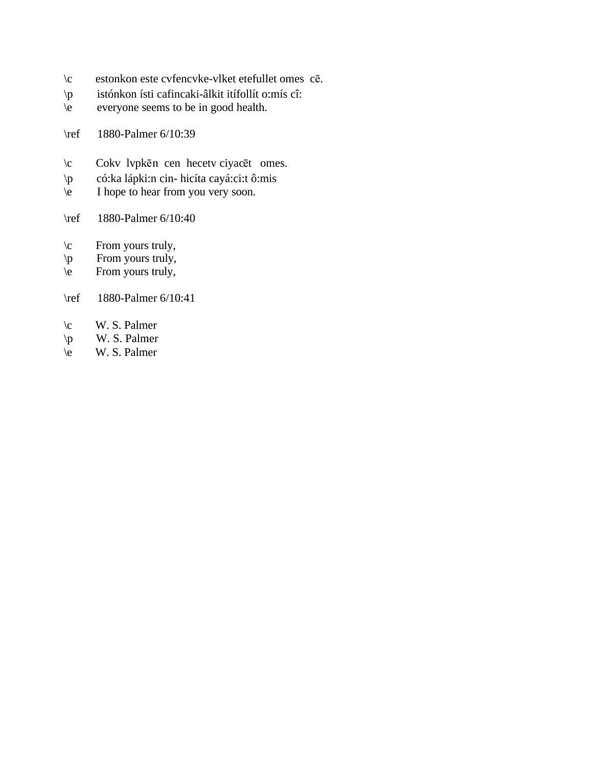\c estonkon este cvfencvke-vlket etefullet omes cē.
\p istónkon ísti cafincaki-âlkit itífollít o:mís cî:
\e everyone seems to be in good health.

\ref 1880-Palmer 6/10:39

\c Cokv lvpkēn cen hecetv ciyacēt omes.
\p có:ka lápki:n cin- hicíta cayá:ci:t ô:mis
\e I hope to hear from you very soon.

\ref 1880-Palmer 6/10:40

\c From yours truly,
\p From yours truly,
\e From yours truly,

\ref 1880-Palmer 6/10:41

\c W. S. Palmer
\p W. S. Palmer
\e W. S. Palmer